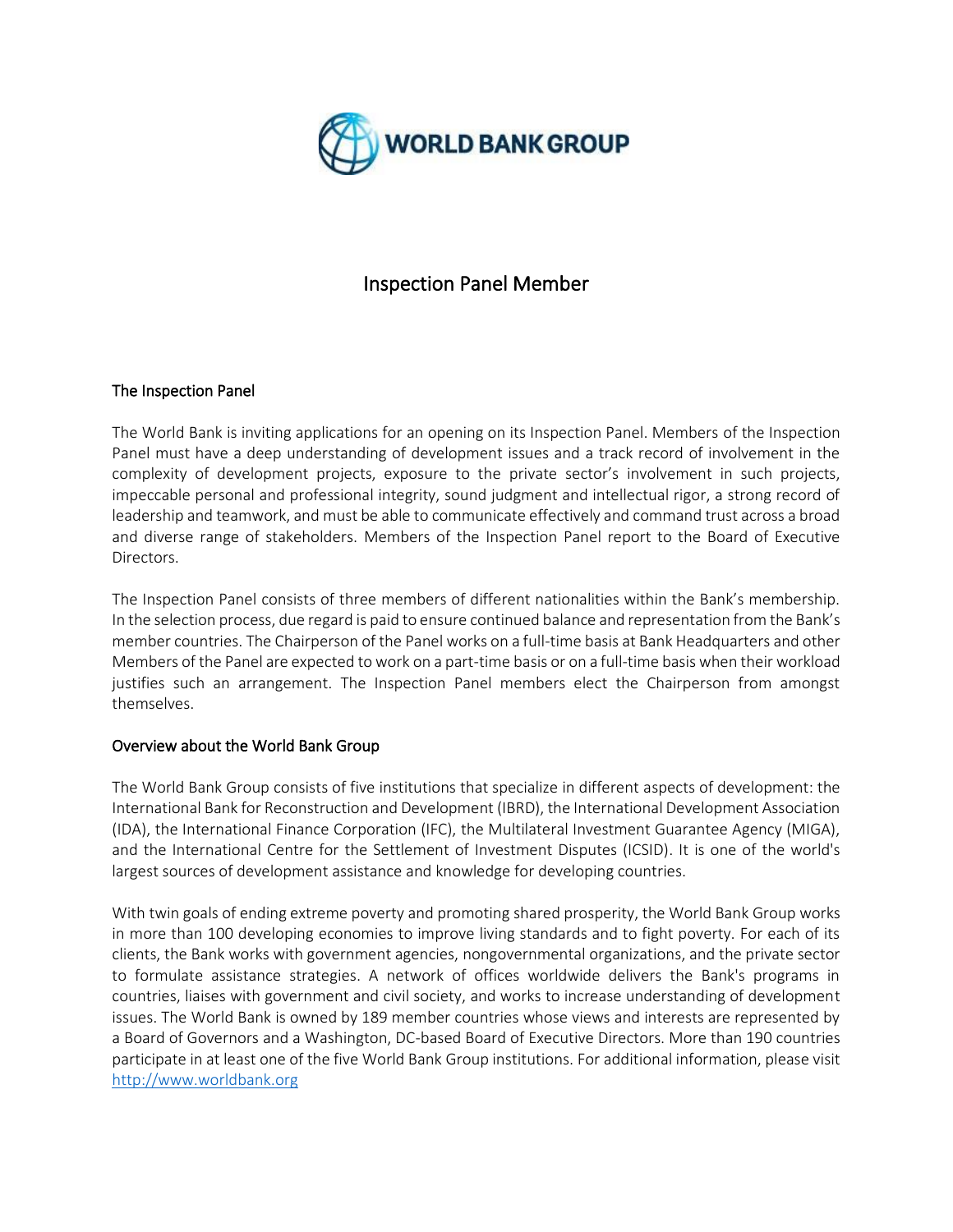WORLD BANK GROUP

# Inspection Panel Member

## The Inspection Panel

The World Bank is inviting applications for an opening on its Inspection Panel. Members of the Inspection Panel must have a deep understanding of development issues and a track record of involvement in the complexity of development projects, exposure to the private sector's involvement in such projects, impeccable personal and professional integrity, sound judgment and intellectual rigor, a strong record of leadership and teamwork, and must be able to communicate effectively and command trust across a broad and diverse range of stakeholders. Members of the Inspection Panel report to the Board of Executive Directors.

The Inspection Panel consists of three members of different nationalities within the Bank's membership. In the selection process, due regard is paid to ensure continued balance and representation from the Bank's member countries. The Chairperson of the Panel works on a full-time basis at Bank Headquarters and other Members of the Panel are expected to work on a part-time basis or on a full-time basis when their workload justifies such an arrangement. The Inspection Panel members elect the Chairperson from amongst themselves.

## Overview about the World Bank Group

The World Bank Group consists of five institutions that specialize in different aspects of development: the International Bank for Reconstruction and Development (IBRD), the International Development Association (IDA), the International Finance Corporation (IFC), the Multilateral Investment Guarantee Agency (MIGA), and the International Centre for the Settlement of Investment Disputes (ICSID). It is one of the world's largest sources of development assistance and knowledge for developing countries.

With twin goals of ending extreme poverty and promoting shared prosperity, the World Bank Group works in more than 100 developing economies to improve living standards and to fight poverty. For each of its clients, the Bank works with government agencies, nongovernmental organizations, and the private sector to formulate assistance strategies. A network of offices worldwide delivers the Bank's programs in countries, liaises with government and civil society, and works to increase understanding of development issues. The World Bank is owned by 189 member countries whose views and interests are represented by a Board of Governors and a Washington, DC-based Board of Executive Directors. More than 190 countries participate in at least one of the five World Bank Group institutions. For additional information, please visit [http://www.worldbank.org](http://www.worldbank.org)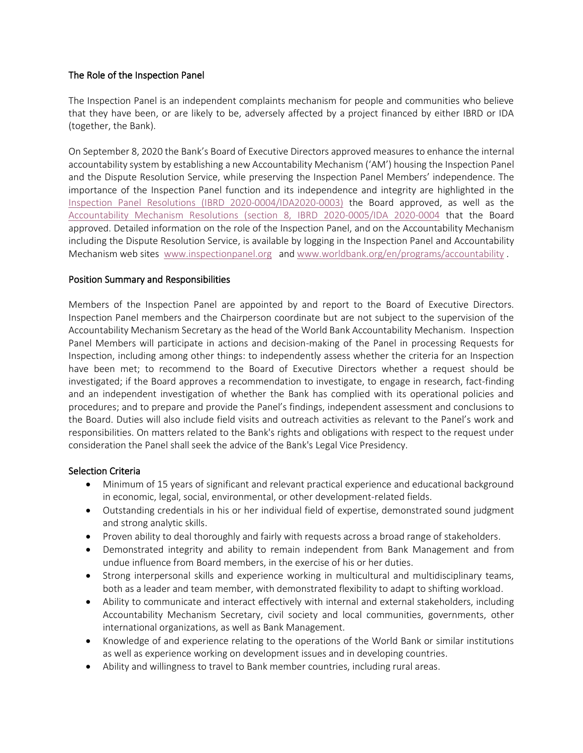## The Role of the Inspection Panel

The Inspection Panel is an independent complaints mechanism for people and communities who believe that they have been, or are likely to be, adversely affected by a project financed by either IBRD or IDA (together, the Bank).

On September 8, 2020 the Bank's Board of Executive Directors approved measures to enhance the internal accountability system by establishing a new Accountability Mechanism ('AM') housing the Inspection Panel and the Dispute Resolution Service, while preserving the Inspection Panel Members' independence. The importance of the Inspection Panel function and its independence and integrity are highlighted in the Inspection Panel Resolutions (IBRD 2020-0004/IDA2020-0003) the Board approved, as well as the Accountability Mechanism Resolutions (section 8, IBRD 2020-0005/IDA 2020-0004 that the Board approved. Detailed information on the role of the Inspection Panel, and on the Accountability Mechanism including the Dispute Resolution Service, is available by logging in the Inspection Panel and Accountability Mechanism web sites www.inspectionpanel.org and www.worldbank.org/en/programs/accountability .

## Position Summary and Responsibilities

Members of the Inspection Panel are appointed by and report to the Board of Executive Directors. Inspection Panel members and the Chairperson coordinate but are not subject to the supervision of the Accountability Mechanism Secretary as the head of the World Bank Accountability Mechanism. Inspection Panel Members will participate in actions and decision-making of the Panel in processing Requests for Inspection, including among other things: to independently assess whether the criteria for an Inspection have been met; to recommend to the Board of Executive Directors whether a request should be investigated; if the Board approves a recommendation to investigate, to engage in research, fact-finding and an independent investigation of whether the Bank has complied with its operational policies and procedures; and to prepare and provide the Panel's findings, independent assessment and conclusions to the Board. Duties will also include field visits and outreach activities as relevant to the Panel's work and responsibilities. On matters related to the Bank's rights and obligations with respect to the request under consideration the Panel shall seek the advice of the Bank's Legal Vice Presidency.

## Selection Criteria

- Minimum of 15 years of significant and relevant practical experience and educational background in economic, legal, social, environmental, or other development-related fields.
- Outstanding credentials in his or her individual field of expertise, demonstrated sound judgment and strong analytic skills.
- Proven ability to deal thoroughly and fairly with requests across a broad range of stakeholders.
- Demonstrated integrity and ability to remain independent from Bank Management and from undue influence from Board members, in the exercise of his or her duties.
- Strong interpersonal skills and experience working in multicultural and multidisciplinary teams, both as a leader and team member, with demonstrated flexibility to adapt to shifting workload.
- Ability to communicate and interact effectively with internal and external stakeholders, including Accountability Mechanism Secretary, civil society and local communities, governments, other international organizations, as well as Bank Management.
- Knowledge of and experience relating to the operations of the World Bank or similar institutions as well as experience working on development issues and in developing countries.
- Ability and willingness to travel to Bank member countries, including rural areas.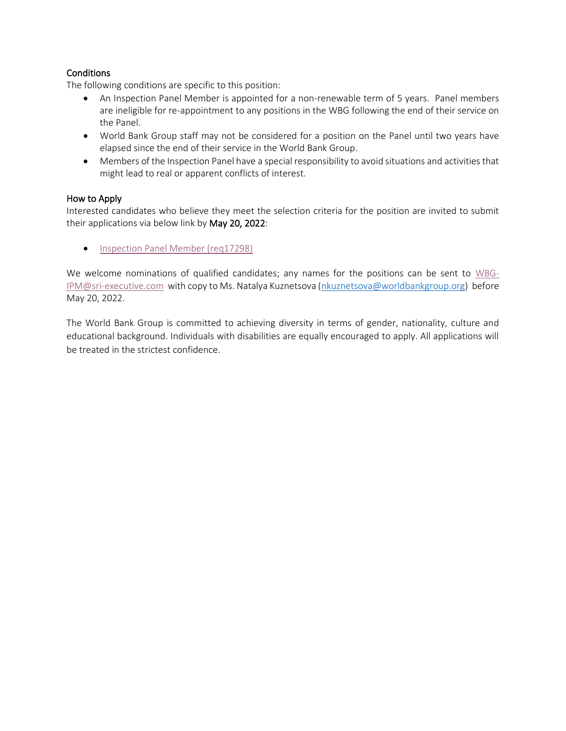## Conditions

The following conditions are specific to this position:

- An Inspection Panel Member is appointed for a non-renewable term of 5 years. Panel members are ineligible for re-appointment to any positions in the WBG following the end of their service on the Panel.
- World Bank Group staff may not be considered for a position on the Panel until two years have elapsed since the end of their service in the World Bank Group.
- Members of the Inspection Panel have a special responsibility to avoid situations and activities that might lead to real or apparent conflicts of interest.

## How to Apply

Interested candidates who believe they meet the selection criteria for the position are invited to submit their applications via below link by **May 20, 2022**:

- Inspection Panel Member (req17298)

We welcome nominations of qualified candidates; any names for the positions can be sent to WBG-IPM@sri-executive.com with copy to Ms. Natalya Kuznetsova (nkuznetsova@worldbankgroup.org) before May 20, 2022.

The World Bank Group is committed to achieving diversity in terms of gender, nationality, culture and educational background. Individuals with disabilities are equally encouraged to apply. All applications will be treated in the strictest confidence.